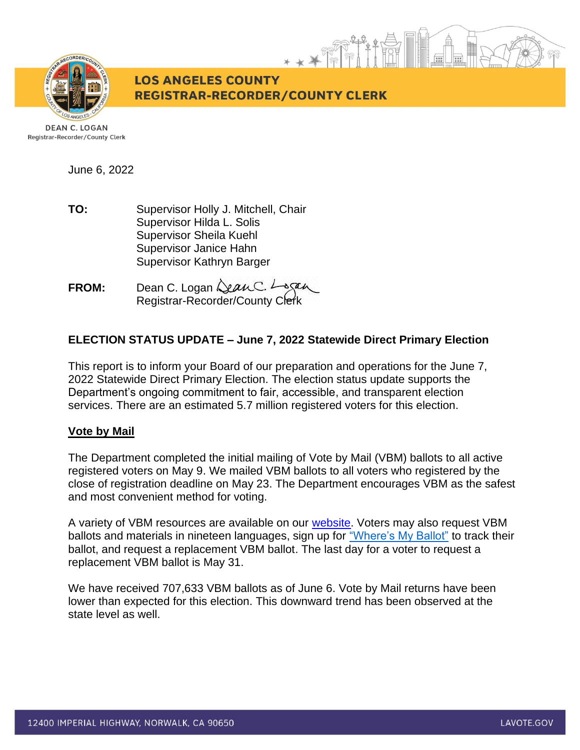**LOS ANGELES COUNTY**
**REGISTRAR-RECORDER/COUNTY CLERK**

DEAN C. LOGAN
Registrar-Recorder/County Clerk

June 6, 2022

**TO:** Supervisor Holly J. Mitchell, Chair
Supervisor Hilda L. Solis
Supervisor Sheila Kuehl
Supervisor Janice Hahn
Supervisor Kathryn Barger

**FROM:** Dean C. Logan
Registrar-Recorder/County Clerk

**ELECTION STATUS UPDATE – June 7, 2022 Statewide Direct Primary Election**

This report is to inform your Board of our preparation and operations for the June 7, 2022 Statewide Direct Primary Election. The election status update supports the Department's ongoing commitment to fair, accessible, and transparent election services. There are an estimated 5.7 million registered voters for this election.

## Vote by Mail

The Department completed the initial mailing of Vote by Mail (VBM) ballots to all active registered voters on May 9. We mailed VBM ballots to all voters who registered by the close of registration deadline on May 23. The Department encourages VBM as the safest and most convenient method for voting.

A variety of VBM resources are available on our website. Voters may also request VBM ballots and materials in nineteen languages, sign up for "Where's My Ballot" to track their ballot, and request a replacement VBM ballot. The last day for a voter to request a replacement VBM ballot is May 31.

We have received 707,633 VBM ballots as of June 6. Vote by Mail returns have been lower than expected for this election. This downward trend has been observed at the state level as well.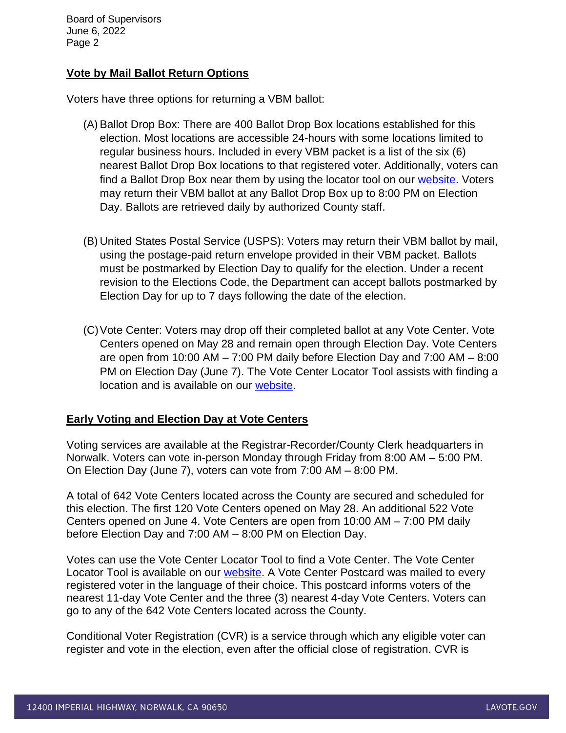## Vote by Mail Ballot Return Options

Voters have three options for returning a VBM ballot:

(A) Ballot Drop Box: There are 400 Ballot Drop Box locations established for this election. Most locations are accessible 24-hours with some locations limited to regular business hours. Included in every VBM packet is a list of the six (6) nearest Ballot Drop Box locations to that registered voter. Additionally, voters can find a Ballot Drop Box near them by using the locator tool on our website. Voters may return their VBM ballot at any Ballot Drop Box up to 8:00 PM on Election Day. Ballots are retrieved daily by authorized County staff.

(B) United States Postal Service (USPS): Voters may return their VBM ballot by mail, using the postage-paid return envelope provided in their VBM packet. Ballots must be postmarked by Election Day to qualify for the election. Under a recent revision to the Elections Code, the Department can accept ballots postmarked by Election Day for up to 7 days following the date of the election.

(C) Vote Center: Voters may drop off their completed ballot at any Vote Center. Vote Centers opened on May 28 and remain open through Election Day. Vote Centers are open from 10:00 AM – 7:00 PM daily before Election Day and 7:00 AM – 8:00 PM on Election Day (June 7). The Vote Center Locator Tool assists with finding a location and is available on our website.

## Early Voting and Election Day at Vote Centers

Voting services are available at the Registrar-Recorder/County Clerk headquarters in Norwalk. Voters can vote in-person Monday through Friday from 8:00 AM – 5:00 PM. On Election Day (June 7), voters can vote from 7:00 AM – 8:00 PM.

A total of 642 Vote Centers located across the County are secured and scheduled for this election. The first 120 Vote Centers opened on May 28. An additional 522 Vote Centers opened on June 4. Vote Centers are open from 10:00 AM – 7:00 PM daily before Election Day and 7:00 AM – 8:00 PM on Election Day.

Votes can use the Vote Center Locator Tool to find a Vote Center. The Vote Center Locator Tool is available on our website. A Vote Center Postcard was mailed to every registered voter in the language of their choice. This postcard informs voters of the nearest 11-day Vote Center and the three (3) nearest 4-day Vote Centers. Voters can go to any of the 642 Vote Centers located across the County.

Conditional Voter Registration (CVR) is a service through which any eligible voter can register and vote in the election, even after the official close of registration. CVR is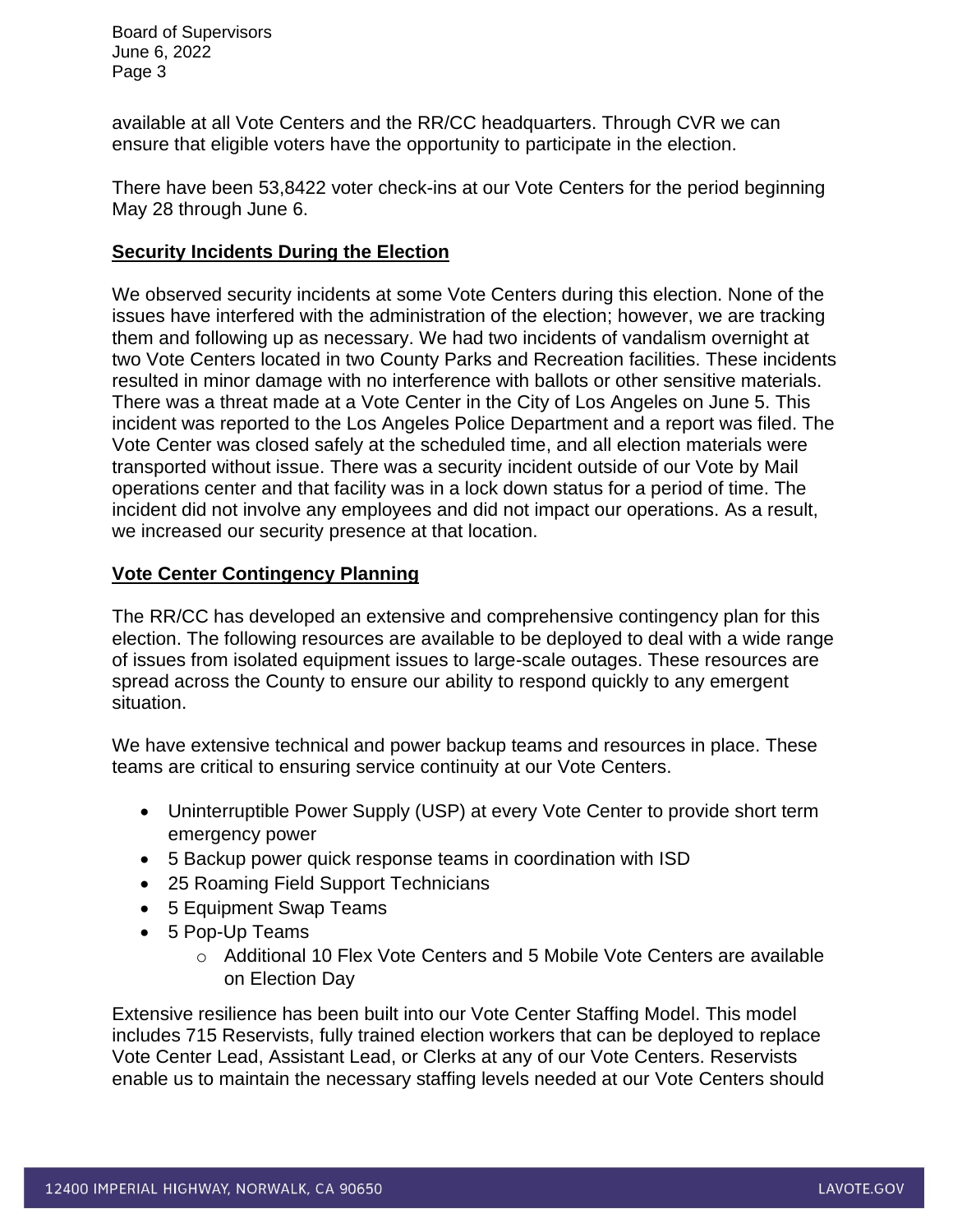available at all Vote Centers and the RR/CC headquarters. Through CVR we can ensure that eligible voters have the opportunity to participate in the election.

There have been 53,8422 voter check-ins at our Vote Centers for the period beginning May 28 through June 6.

**Security Incidents During the Election**

We observed security incidents at some Vote Centers during this election. None of the issues have interfered with the administration of the election; however, we are tracking them and following up as necessary. We had two incidents of vandalism overnight at two Vote Centers located in two County Parks and Recreation facilities. These incidents resulted in minor damage with no interference with ballots or other sensitive materials. There was a threat made at a Vote Center in the City of Los Angeles on June 5. This incident was reported to the Los Angeles Police Department and a report was filed. The Vote Center was closed safely at the scheduled time, and all election materials were transported without issue. There was a security incident outside of our Vote by Mail operations center and that facility was in a lock down status for a period of time. The incident did not involve any employees and did not impact our operations. As a result, we increased our security presence at that location.

**Vote Center Contingency Planning**

The RR/CC has developed an extensive and comprehensive contingency plan for this election. The following resources are available to be deployed to deal with a wide range of issues from isolated equipment issues to large-scale outages. These resources are spread across the County to ensure our ability to respond quickly to any emergent situation.

We have extensive technical and power backup teams and resources in place. These teams are critical to ensuring service continuity at our Vote Centers.

- Uninterruptible Power Supply (USP) at every Vote Center to provide short term emergency power
- 5 Backup power quick response teams in coordination with ISD
- 25 Roaming Field Support Technicians
- 5 Equipment Swap Teams
- 5 Pop-Up Teams
  - Additional 10 Flex Vote Centers and 5 Mobile Vote Centers are available on Election Day

Extensive resilience has been built into our Vote Center Staffing Model. This model includes 715 Reservists, fully trained election workers that can be deployed to replace Vote Center Lead, Assistant Lead, or Clerks at any of our Vote Centers. Reservists enable us to maintain the necessary staffing levels needed at our Vote Centers should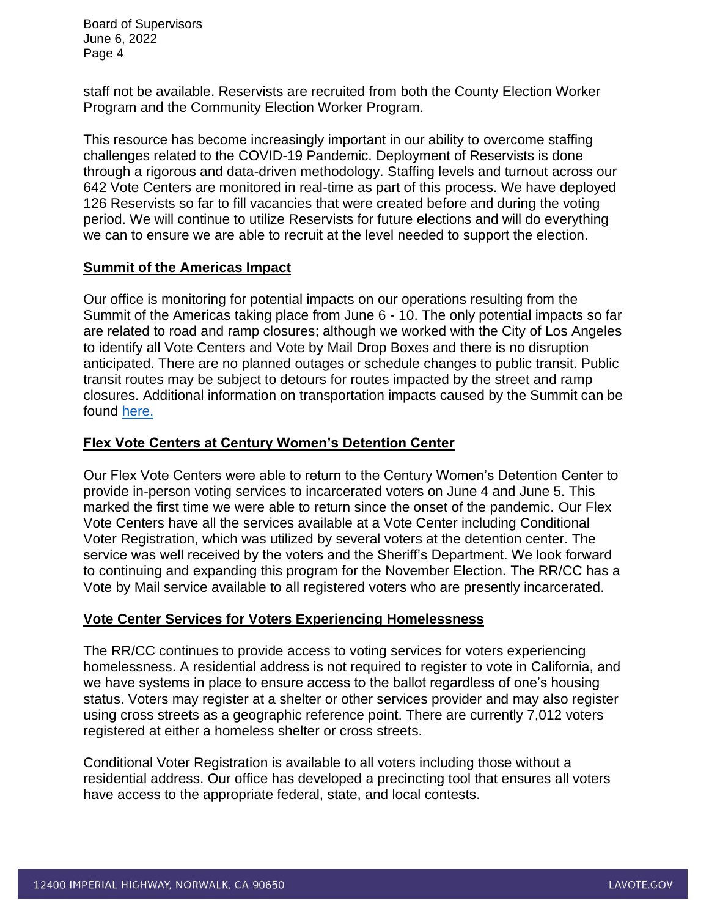staff not be available. Reservists are recruited from both the County Election Worker Program and the Community Election Worker Program.

This resource has become increasingly important in our ability to overcome staffing challenges related to the COVID-19 Pandemic. Deployment of Reservists is done through a rigorous and data-driven methodology. Staffing levels and turnout across our 642 Vote Centers are monitored in real-time as part of this process. We have deployed 126 Reservists so far to fill vacancies that were created before and during the voting period. We will continue to utilize Reservists for future elections and will do everything we can to ensure we are able to recruit at the level needed to support the election.

**Summit of the Americas Impact**

Our office is monitoring for potential impacts on our operations resulting from the Summit of the Americas taking place from June 6 - 10. The only potential impacts so far are related to road and ramp closures; although we worked with the City of Los Angeles to identify all Vote Centers and Vote by Mail Drop Boxes and there is no disruption anticipated. There are no planned outages or schedule changes to public transit. Public transit routes may be subject to detours for routes impacted by the street and ramp closures. Additional information on transportation impacts caused by the Summit can be found here.

**Flex Vote Centers at Century Women's Detention Center**

Our Flex Vote Centers were able to return to the Century Women's Detention Center to provide in-person voting services to incarcerated voters on June 4 and June 5. This marked the first time we were able to return since the onset of the pandemic. Our Flex Vote Centers have all the services available at a Vote Center including Conditional Voter Registration, which was utilized by several voters at the detention center. The service was well received by the voters and the Sheriff's Department. We look forward to continuing and expanding this program for the November Election. The RR/CC has a Vote by Mail service available to all registered voters who are presently incarcerated.

**Vote Center Services for Voters Experiencing Homelessness**

The RR/CC continues to provide access to voting services for voters experiencing homelessness. A residential address is not required to register to vote in California, and we have systems in place to ensure access to the ballot regardless of one's housing status. Voters may register at a shelter or other services provider and may also register using cross streets as a geographic reference point. There are currently 7,012 voters registered at either a homeless shelter or cross streets.

Conditional Voter Registration is available to all voters including those without a residential address. Our office has developed a precincting tool that ensures all voters have access to the appropriate federal, state, and local contests.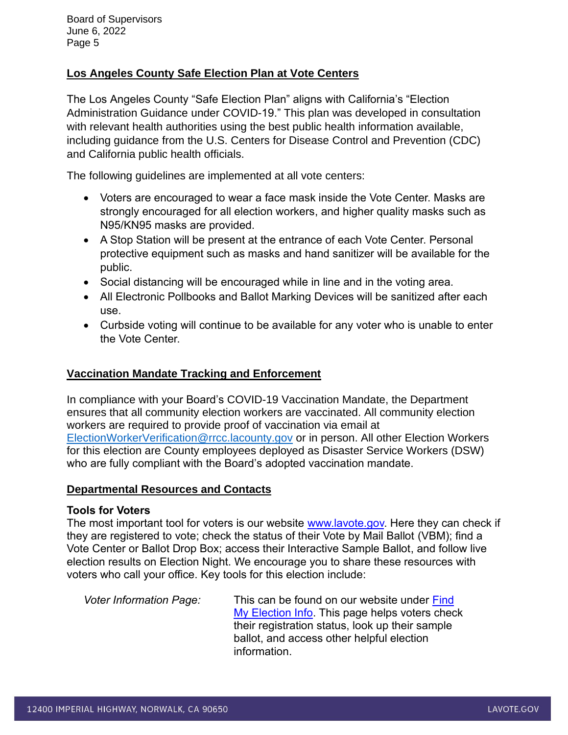## Los Angeles County Safe Election Plan at Vote Centers

The Los Angeles County "Safe Election Plan" aligns with California's "Election Administration Guidance under COVID-19." This plan was developed in consultation with relevant health authorities using the best public health information available, including guidance from the U.S. Centers for Disease Control and Prevention (CDC) and California public health officials.

The following guidelines are implemented at all vote centers:

- Voters are encouraged to wear a face mask inside the Vote Center. Masks are strongly encouraged for all election workers, and higher quality masks such as N95/KN95 masks are provided.
- A Stop Station will be present at the entrance of each Vote Center. Personal protective equipment such as masks and hand sanitizer will be available for the public.
- Social distancing will be encouraged while in line and in the voting area.
- All Electronic Pollbooks and Ballot Marking Devices will be sanitized after each use.
- Curbside voting will continue to be available for any voter who is unable to enter the Vote Center.

## Vaccination Mandate Tracking and Enforcement

In compliance with your Board's COVID-19 Vaccination Mandate, the Department ensures that all community election workers are vaccinated. All community election workers are required to provide proof of vaccination via email at ElectionWorkerVerification@rrcc.lacounty.gov or in person. All other Election Workers for this election are County employees deployed as Disaster Service Workers (DSW) who are fully compliant with the Board's adopted vaccination mandate.

## Departmental Resources and Contacts

### Tools for Voters

The most important tool for voters is our website www.lavote.gov. Here they can check if they are registered to vote; check the status of their Vote by Mail Ballot (VBM); find a Vote Center or Ballot Drop Box; access their Interactive Sample Ballot, and follow live election results on Election Night. We encourage you to share these resources with voters who call your office. Key tools for this election include:

*Voter Information Page:* This can be found on our website under Find My Election Info. This page helps voters check their registration status, look up their sample ballot, and access other helpful election information.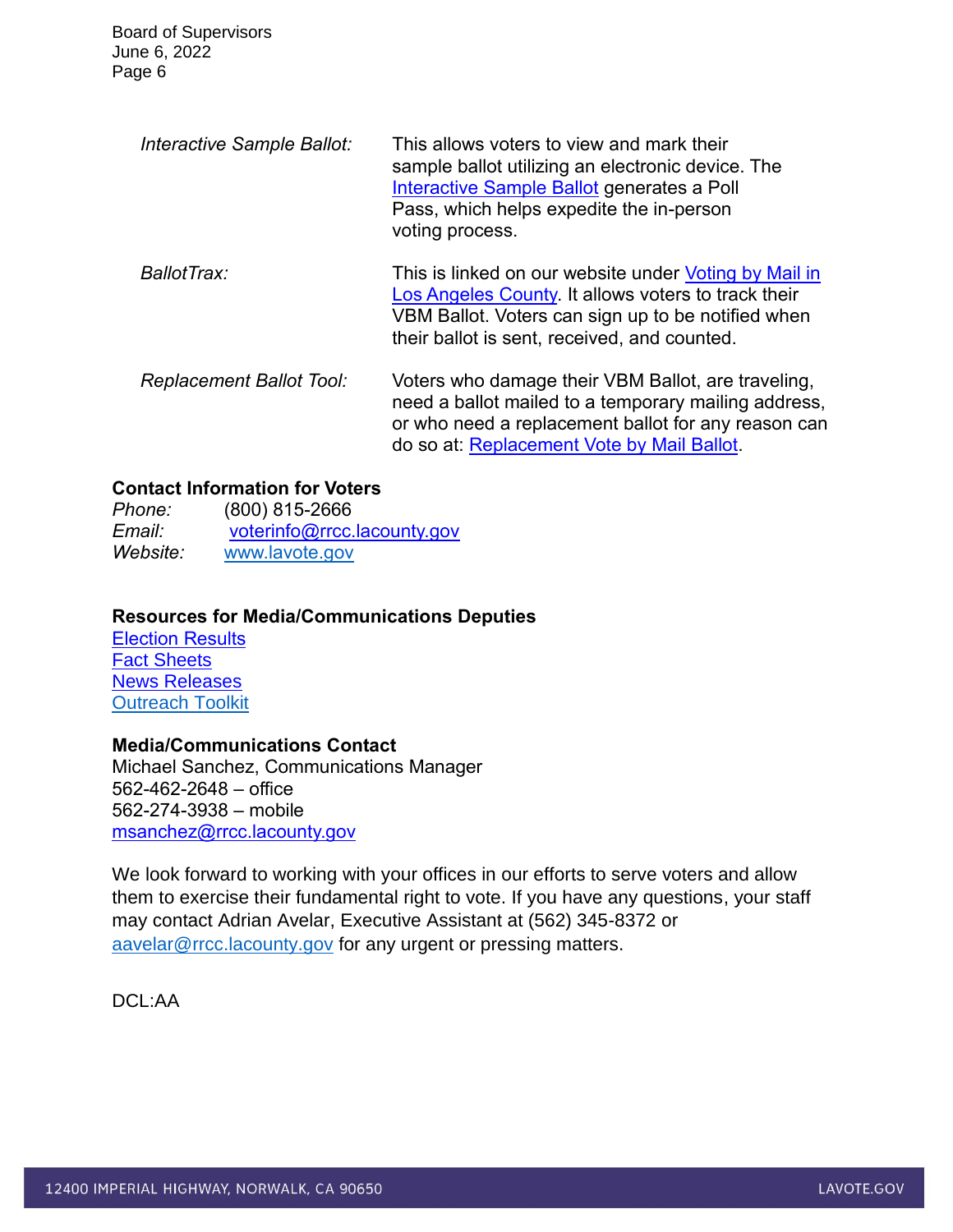| | |
|---|---|
| *Interactive Sample Ballot:* | This allows voters to view and mark their sample ballot utilizing an electronic device. The Interactive Sample Ballot generates a Poll Pass, which helps expedite the in-person voting process. |
| *BallotTrax:* | This is linked on our website under Voting by Mail in Los Angeles County. It allows voters to track their VBM Ballot. Voters can sign up to be notified when their ballot is sent, received, and counted. |
| *Replacement Ballot Tool:* | Voters who damage their VBM Ballot, are traveling, need a ballot mailed to a temporary mailing address, or who need a replacement ballot for any reason can do so at: Replacement Vote by Mail Ballot. |

**Contact Information for Voters**
*Phone:* (800) 815-2666
*Email:* voterinfo@rrcc.lacounty.gov
*Website:* www.lavote.gov

**Resources for Media/Communications Deputies**
Election Results
Fact Sheets
News Releases
Outreach Toolkit

**Media/Communications Contact**
Michael Sanchez, Communications Manager
562-462-2648 – office
562-274-3938 – mobile
msanchez@rrcc.lacounty.gov

We look forward to working with your offices in our efforts to serve voters and allow them to exercise their fundamental right to vote. If you have any questions, your staff may contact Adrian Avelar, Executive Assistant at (562) 345-8372 or aavelar@rrcc.lacounty.gov for any urgent or pressing matters.

DCL:AA